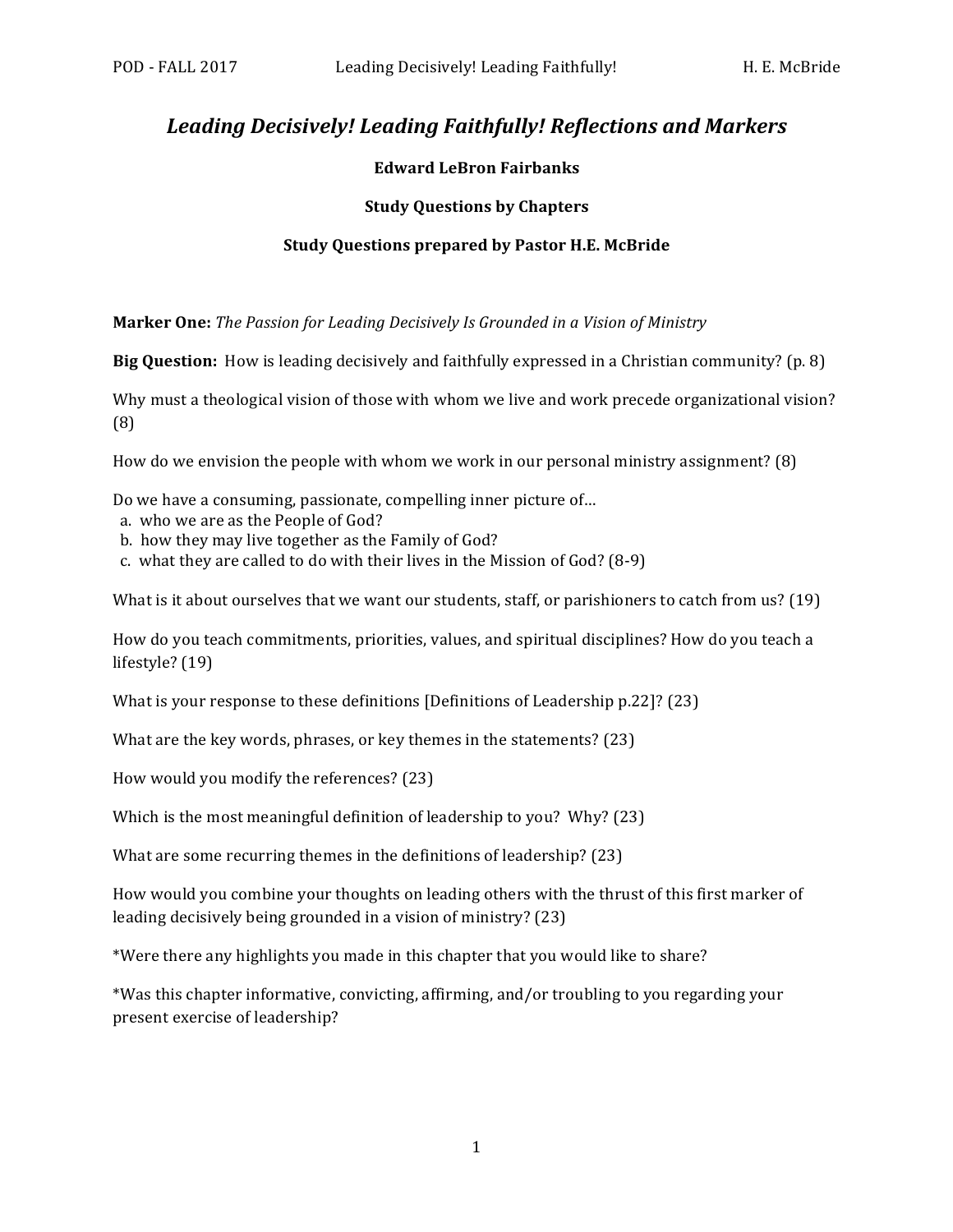# *Leading Decisively! Leading Faithfully! Reflections and Markers*

**Edward LeBron Fairbanks**

**Study Questions by Chapters**

**Study Questions prepared by Pastor H.E. McBride**

**Marker One:** *The Passion for Leading Decisively Is Grounded in a Vision of Ministry*

**Big Question:** How is leading decisively and faithfully expressed in a Christian community? (p. 8)

Why must a theological vision of those with whom we live and work precede organizational vision? (8)

How do we envision the people with whom we work in our personal ministry assignment? (8)

Do we have a consuming, passionate, compelling inner picture of…
 a. who we are as the People of God?
 b. how they may live together as the Family of God?
 c. what they are called to do with their lives in the Mission of God? (8-9)

What is it about ourselves that we want our students, staff, or parishioners to catch from us? (19)

How do you teach commitments, priorities, values, and spiritual disciplines? How do you teach a lifestyle? (19)

What is your response to these definitions [Definitions of Leadership p.22]? (23)

What are the key words, phrases, or key themes in the statements? (23)

How would you modify the references? (23)

Which is the most meaningful definition of leadership to you? Why? (23)

What are some recurring themes in the definitions of leadership? (23)

How would you combine your thoughts on leading others with the thrust of this first marker of leading decisively being grounded in a vision of ministry? (23)

*Were there any highlights you made in this chapter that you would like to share?

*Was this chapter informative, convicting, affirming, and/or troubling to you regarding your present exercise of leadership?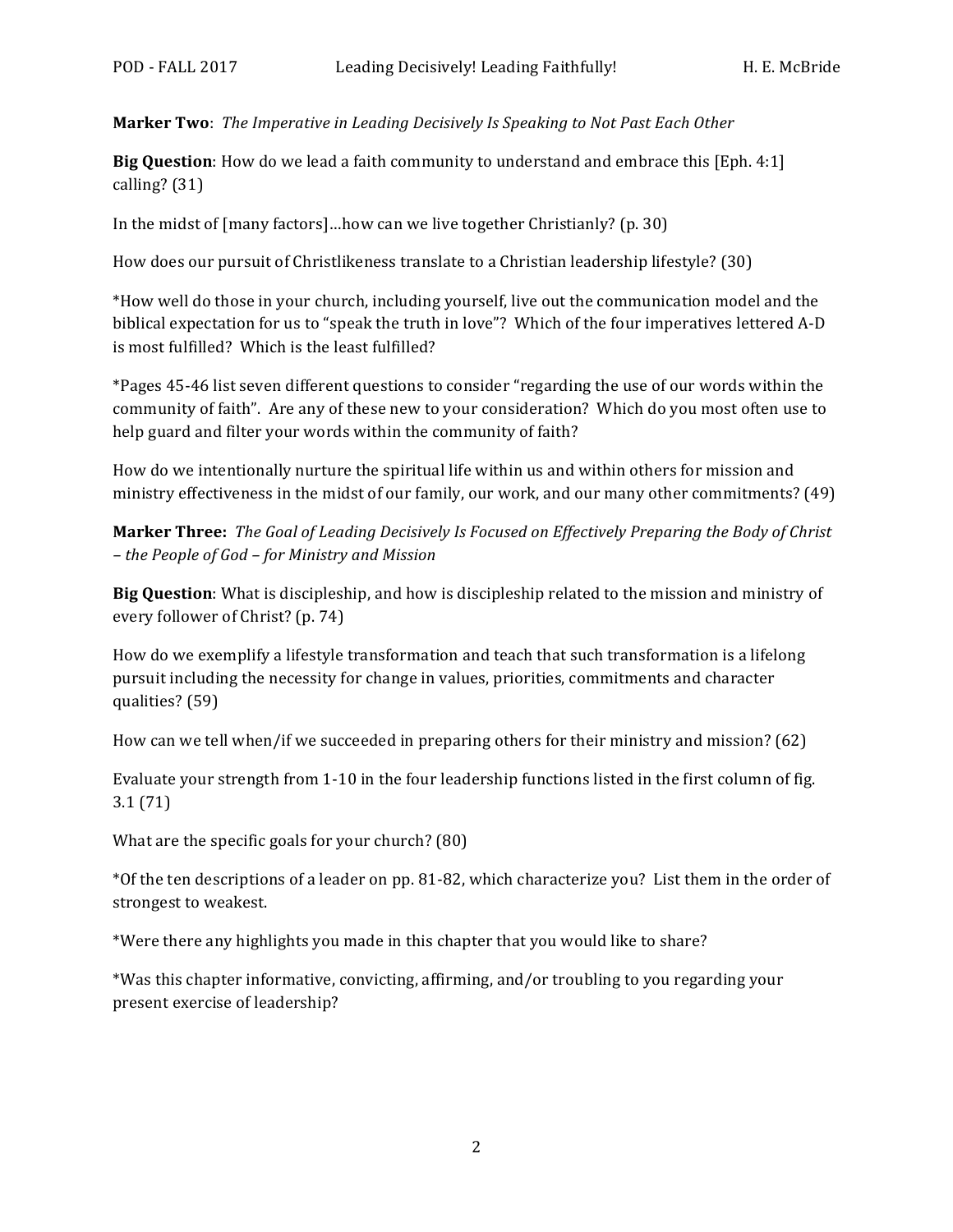**Marker Two**: *The Imperative in Leading Decisively Is Speaking to Not Past Each Other*

**Big Question**: How do we lead a faith community to understand and embrace this [Eph. 4:1] calling? (31)

In the midst of [many factors]…how can we live together Christianly? (p. 30)

How does our pursuit of Christlikeness translate to a Christian leadership lifestyle? (30)

*How well do those in your church, including yourself, live out the communication model and the biblical expectation for us to "speak the truth in love"? Which of the four imperatives lettered A-D is most fulfilled? Which is the least fulfilled?

*Pages 45-46 list seven different questions to consider "regarding the use of our words within the community of faith". Are any of these new to your consideration? Which do you most often use to help guard and filter your words within the community of faith?

How do we intentionally nurture the spiritual life within us and within others for mission and ministry effectiveness in the midst of our family, our work, and our many other commitments? (49)

**Marker Three:** *The Goal of Leading Decisively Is Focused on Effectively Preparing the Body of Christ – the People of God – for Ministry and Mission*

**Big Question**: What is discipleship, and how is discipleship related to the mission and ministry of every follower of Christ? (p. 74)

How do we exemplify a lifestyle transformation and teach that such transformation is a lifelong pursuit including the necessity for change in values, priorities, commitments and character qualities? (59)

How can we tell when/if we succeeded in preparing others for their ministry and mission? (62)

Evaluate your strength from 1-10 in the four leadership functions listed in the first column of fig. 3.1 (71)

What are the specific goals for your church? (80)

*Of the ten descriptions of a leader on pp. 81-82, which characterize you? List them in the order of strongest to weakest.

*Were there any highlights you made in this chapter that you would like to share?

*Was this chapter informative, convicting, affirming, and/or troubling to you regarding your present exercise of leadership?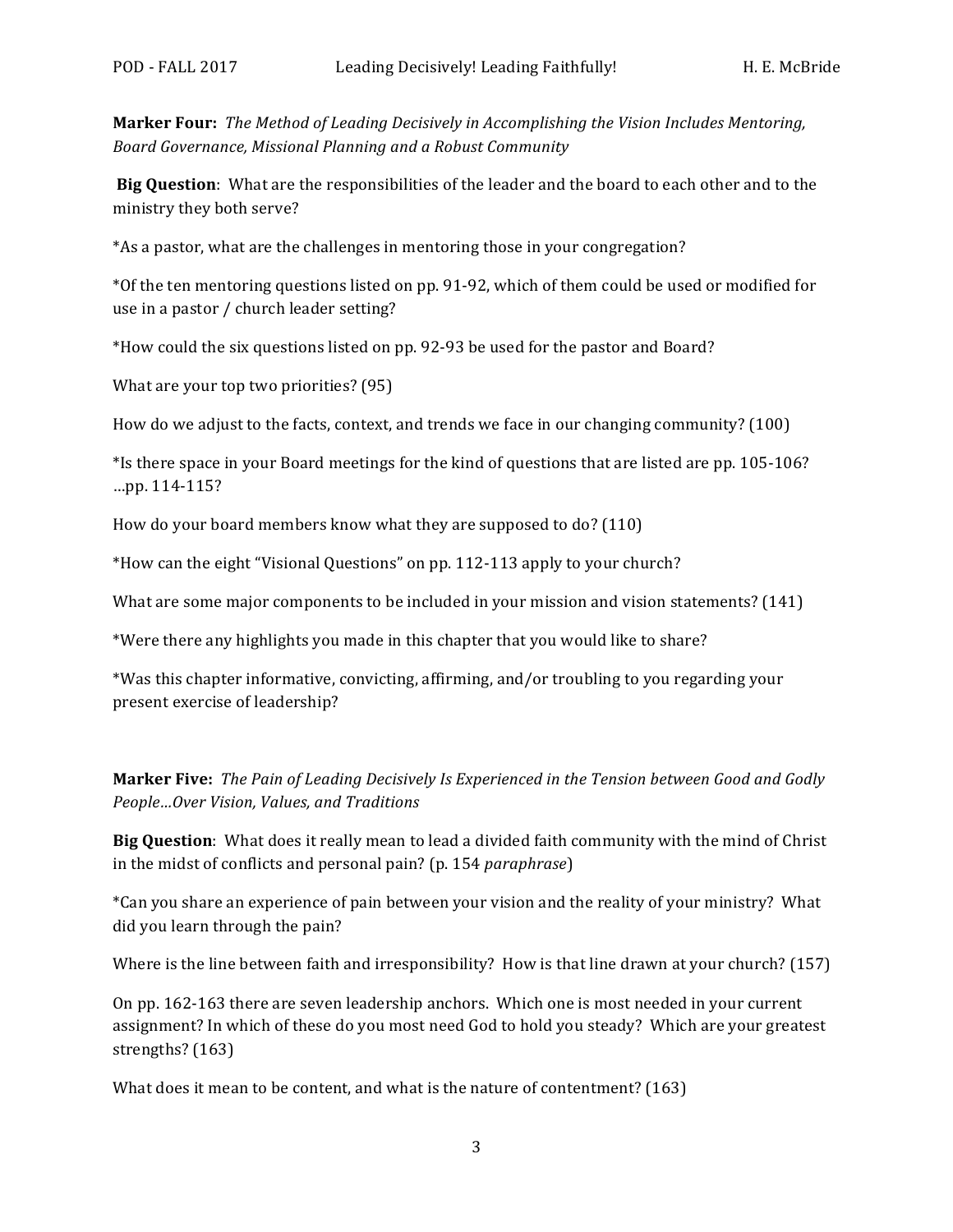**Marker Four:** *The Method of Leading Decisively in Accomplishing the Vision Includes Mentoring, Board Governance, Missional Planning and a Robust Community*

**Big Question**: What are the responsibilities of the leader and the board to each other and to the ministry they both serve?

*As a pastor, what are the challenges in mentoring those in your congregation?

*Of the ten mentoring questions listed on pp. 91-92, which of them could be used or modified for use in a pastor / church leader setting?

*How could the six questions listed on pp. 92-93 be used for the pastor and Board?

What are your top two priorities? (95)

How do we adjust to the facts, context, and trends we face in our changing community? (100)

*Is there space in your Board meetings for the kind of questions that are listed are pp. 105-106? …pp. 114-115?

How do your board members know what they are supposed to do? (110)

*How can the eight "Visional Questions" on pp. 112-113 apply to your church?

What are some major components to be included in your mission and vision statements? (141)

*Were there any highlights you made in this chapter that you would like to share?

*Was this chapter informative, convicting, affirming, and/or troubling to you regarding your present exercise of leadership?

**Marker Five:** *The Pain of Leading Decisively Is Experienced in the Tension between Good and Godly People…Over Vision, Values, and Traditions*

**Big Question**: What does it really mean to lead a divided faith community with the mind of Christ in the midst of conflicts and personal pain? (p. 154 *paraphrase*)

*Can you share an experience of pain between your vision and the reality of your ministry? What did you learn through the pain?

Where is the line between faith and irresponsibility? How is that line drawn at your church? (157)

On pp. 162-163 there are seven leadership anchors. Which one is most needed in your current assignment? In which of these do you most need God to hold you steady? Which are your greatest strengths? (163)

What does it mean to be content, and what is the nature of contentment? (163)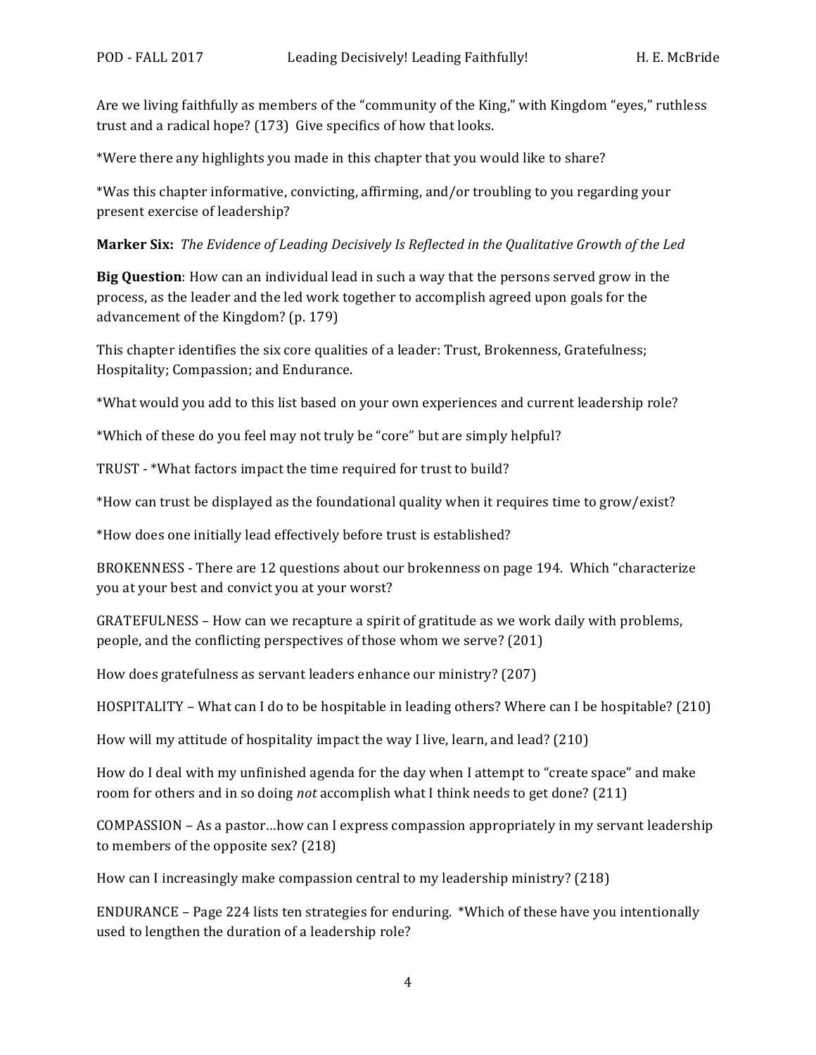Are we living faithfully as members of the "community of the King," with Kingdom "eyes," ruthless trust and a radical hope? (173) Give specifics of how that looks.

*Were there any highlights you made in this chapter that you would like to share?

*Was this chapter informative, convicting, affirming, and/or troubling to you regarding your present exercise of leadership?

**Marker Six:** *The Evidence of Leading Decisively Is Reflected in the Qualitative Growth of the Led*

**Big Question**: How can an individual lead in such a way that the persons served grow in the process, as the leader and the led work together to accomplish agreed upon goals for the advancement of the Kingdom? (p. 179)

This chapter identifies the six core qualities of a leader: Trust, Brokenness, Gratefulness; Hospitality; Compassion; and Endurance.

*What would you add to this list based on your own experiences and current leadership role?

*Which of these do you feel may not truly be "core" but are simply helpful?

TRUST - *What factors impact the time required for trust to build?

*How can trust be displayed as the foundational quality when it requires time to grow/exist?

*How does one initially lead effectively before trust is established?

BROKENNESS - There are 12 questions about our brokenness on page 194. Which "characterize you at your best and convict you at your worst?

GRATEFULNESS – How can we recapture a spirit of gratitude as we work daily with problems, people, and the conflicting perspectives of those whom we serve? (201)

How does gratefulness as servant leaders enhance our ministry? (207)

HOSPITALITY – What can I do to be hospitable in leading others? Where can I be hospitable? (210)

How will my attitude of hospitality impact the way I live, learn, and lead? (210)

How do I deal with my unfinished agenda for the day when I attempt to "create space" and make room for others and in so doing *not* accomplish what I think needs to get done? (211)

COMPASSION – As a pastor…how can I express compassion appropriately in my servant leadership to members of the opposite sex? (218)

How can I increasingly make compassion central to my leadership ministry? (218)

ENDURANCE – Page 224 lists ten strategies for enduring. *Which of these have you intentionally used to lengthen the duration of a leadership role?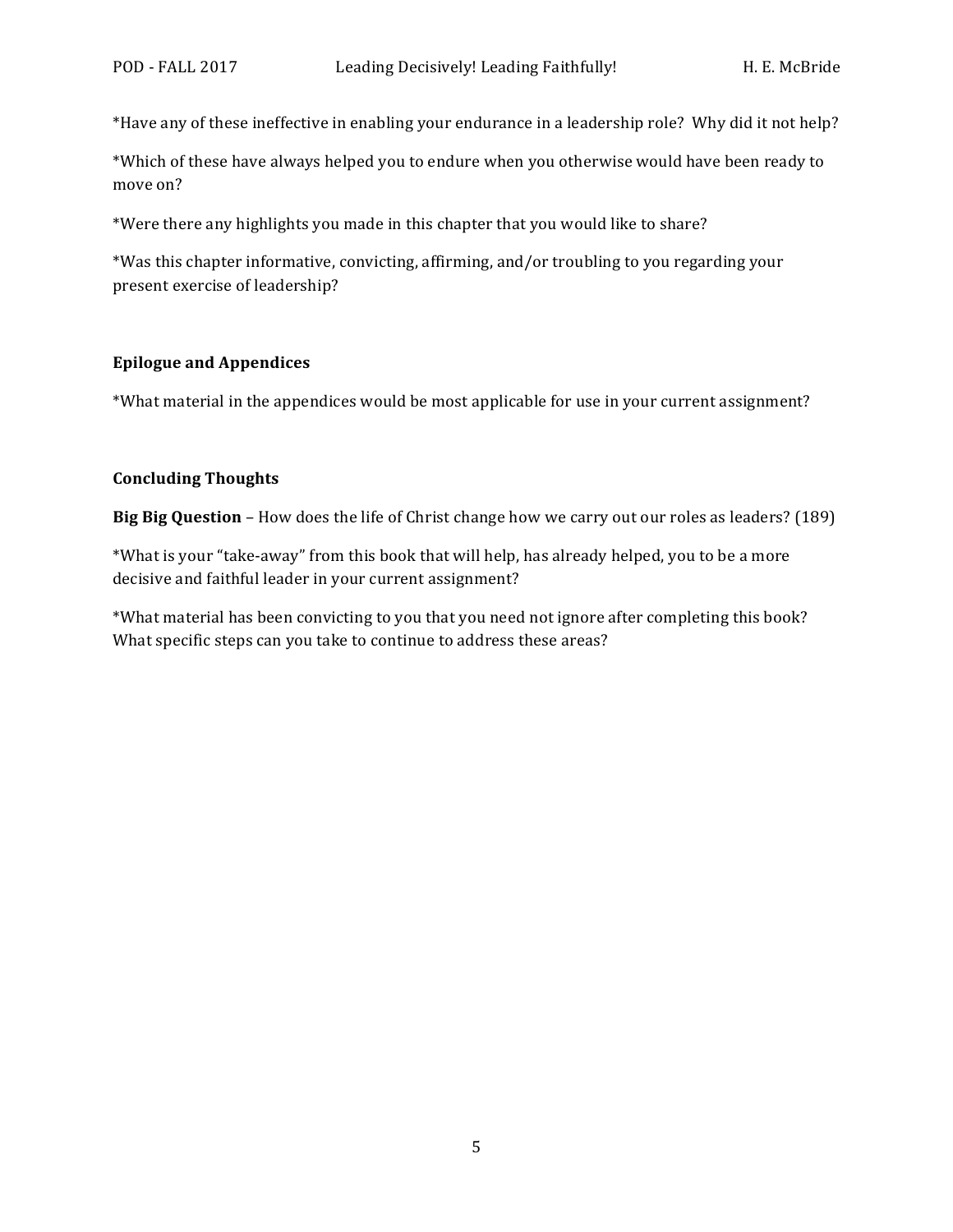*Have any of these ineffective in enabling your endurance in a leadership role? Why did it not help?

*Which of these have always helped you to endure when you otherwise would have been ready to move on?

*Were there any highlights you made in this chapter that you would like to share?

*Was this chapter informative, convicting, affirming, and/or troubling to you regarding your present exercise of leadership?

**Epilogue and Appendices**

*What material in the appendices would be most applicable for use in your current assignment?

**Concluding Thoughts**

**Big Big Question** – How does the life of Christ change how we carry out our roles as leaders? (189)

*What is your "take-away" from this book that will help, has already helped, you to be a more decisive and faithful leader in your current assignment?

*What material has been convicting to you that you need not ignore after completing this book? What specific steps can you take to continue to address these areas?